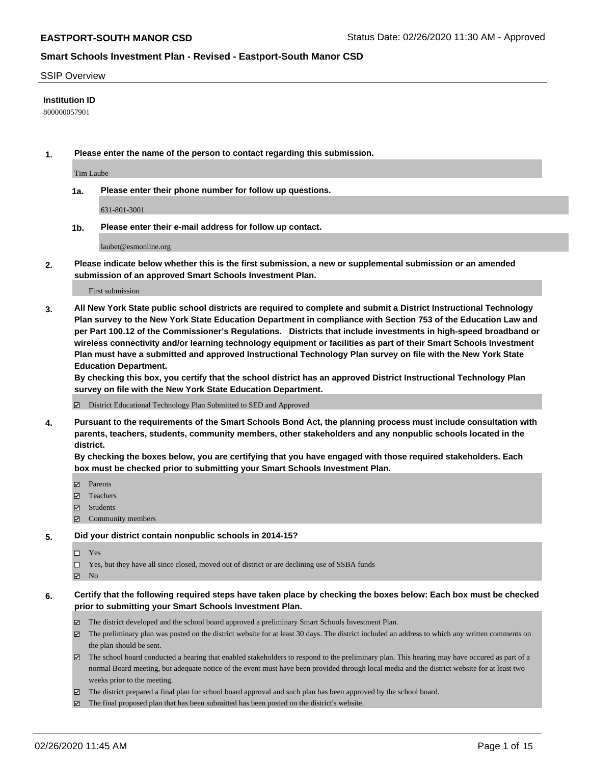**EASTPORT-SOUTH MANOR CSD** Status Date: 02/26/2020 11:30 AM - Approved

## Smart Schools Investment Plan - Revised - Eastport-South Manor CSD

SSIP Overview

**Institution ID**

800000057901

**1. Please enter the name of the person to contact regarding this submission.**

Tim Laube

**1a. Please enter their phone number for follow up questions.**

631-801-3001

**1b. Please enter their e-mail address for follow up contact.**

laubet@esmonline.org

**2. Please indicate below whether this is the first submission, a new or supplemental submission or an amended submission of an approved Smart Schools Investment Plan.**

First submission

**3. All New York State public school districts are required to complete and submit a District Instructional Technology Plan survey to the New York State Education Department in compliance with Section 753 of the Education Law and per Part 100.12 of the Commissioner's Regulations. Districts that include investments in high-speed broadband or wireless connectivity and/or learning technology equipment or facilities as part of their Smart Schools Investment Plan must have a submitted and approved Instructional Technology Plan survey on file with the New York State Education Department.**
**By checking this box, you certify that the school district has an approved District Instructional Technology Plan survey on file with the New York State Education Department.**

- [x] District Educational Technology Plan Submitted to SED and Approved

**4. Pursuant to the requirements of the Smart Schools Bond Act, the planning process must include consultation with parents, teachers, students, community members, other stakeholders and any nonpublic schools located in the district.**
**By checking the boxes below, you are certifying that you have engaged with those required stakeholders. Each box must be checked prior to submitting your Smart Schools Investment Plan.**

- [x] Parents
- [x] Teachers
- [x] Students
- [x] Community members

**5. Did your district contain nonpublic schools in 2014-15?**

- [ ] Yes
- [ ] Yes, but they have all since closed, moved out of district or are declining use of SSBA funds
- [x] No

**6. Certify that the following required steps have taken place by checking the boxes below: Each box must be checked prior to submitting your Smart Schools Investment Plan.**

- [x] The district developed and the school board approved a preliminary Smart Schools Investment Plan.
- [x] The preliminary plan was posted on the district website for at least 30 days. The district included an address to which any written comments on the plan should be sent.
- [x] The school board conducted a hearing that enabled stakeholders to respond to the preliminary plan. This hearing may have occured as part of a normal Board meeting, but adequate notice of the event must have been provided through local media and the district website for at least two weeks prior to the meeting.
- [x] The district prepared a final plan for school board approval and such plan has been approved by the school board.
- [x] The final proposed plan that has been submitted has been posted on the district's website.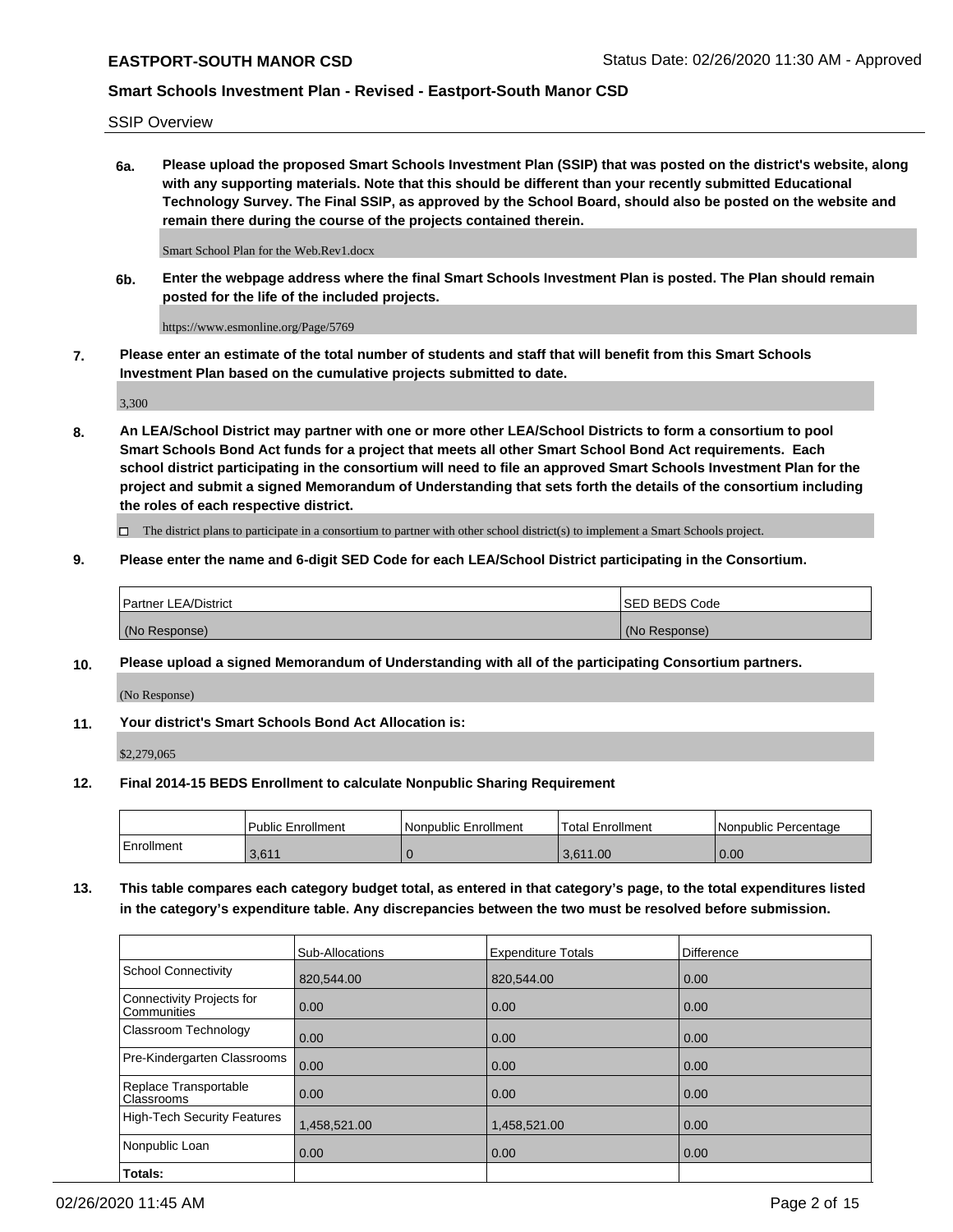SSIP Overview

**6a. Please upload the proposed Smart Schools Investment Plan (SSIP) that was posted on the district's website, along with any supporting materials. Note that this should be different than your recently submitted Educational Technology Survey. The Final SSIP, as approved by the School Board, should also be posted on the website and remain there during the course of the projects contained therein.**

Smart School Plan for the Web.Rev1.docx

**6b. Enter the webpage address where the final Smart Schools Investment Plan is posted. The Plan should remain posted for the life of the included projects.**

https://www.esmonline.org/Page/5769

**7. Please enter an estimate of the total number of students and staff that will benefit from this Smart Schools Investment Plan based on the cumulative projects submitted to date.**

3,300

**8. An LEA/School District may partner with one or more other LEA/School Districts to form a consortium to pool Smart Schools Bond Act funds for a project that meets all other Smart School Bond Act requirements. Each school district participating in the consortium will need to file an approved Smart Schools Investment Plan for the project and submit a signed Memorandum of Understanding that sets forth the details of the consortium including the roles of each respective district.**

☐ The district plans to participate in a consortium to partner with other school district(s) to implement a Smart Schools project.

**9. Please enter the name and 6-digit SED Code for each LEA/School District participating in the Consortium.**

| Partner LEA/District | SED BEDS Code |
|---|---|
| (No Response) | (No Response) |

**10. Please upload a signed Memorandum of Understanding with all of the participating Consortium partners.**

(No Response)

**11. Your district's Smart Schools Bond Act Allocation is:**

$2,279,065

**12. Final 2014-15 BEDS Enrollment to calculate Nonpublic Sharing Requirement**

| | Public Enrollment | Nonpublic Enrollment | Total Enrollment | Nonpublic Percentage |
|---|---|---|---|---|
| Enrollment | 3,611 | 0 | 3,611.00 | 0.00 |

**13. This table compares each category budget total, as entered in that category's page, to the total expenditures listed in the category's expenditure table. Any discrepancies between the two must be resolved before submission.**

| | Sub-Allocations | Expenditure Totals | Difference |
|---|---|---|---|
| School Connectivity | 820,544.00 | 820,544.00 | 0.00 |
| Connectivity Projects for Communities | 0.00 | 0.00 | 0.00 |
| Classroom Technology | 0.00 | 0.00 | 0.00 |
| Pre-Kindergarten Classrooms | 0.00 | 0.00 | 0.00 |
| Replace Transportable Classrooms | 0.00 | 0.00 | 0.00 |
| High-Tech Security Features | 1,458,521.00 | 1,458,521.00 | 0.00 |
| Nonpublic Loan | 0.00 | 0.00 | 0.00 |
| **Totals:** | | | |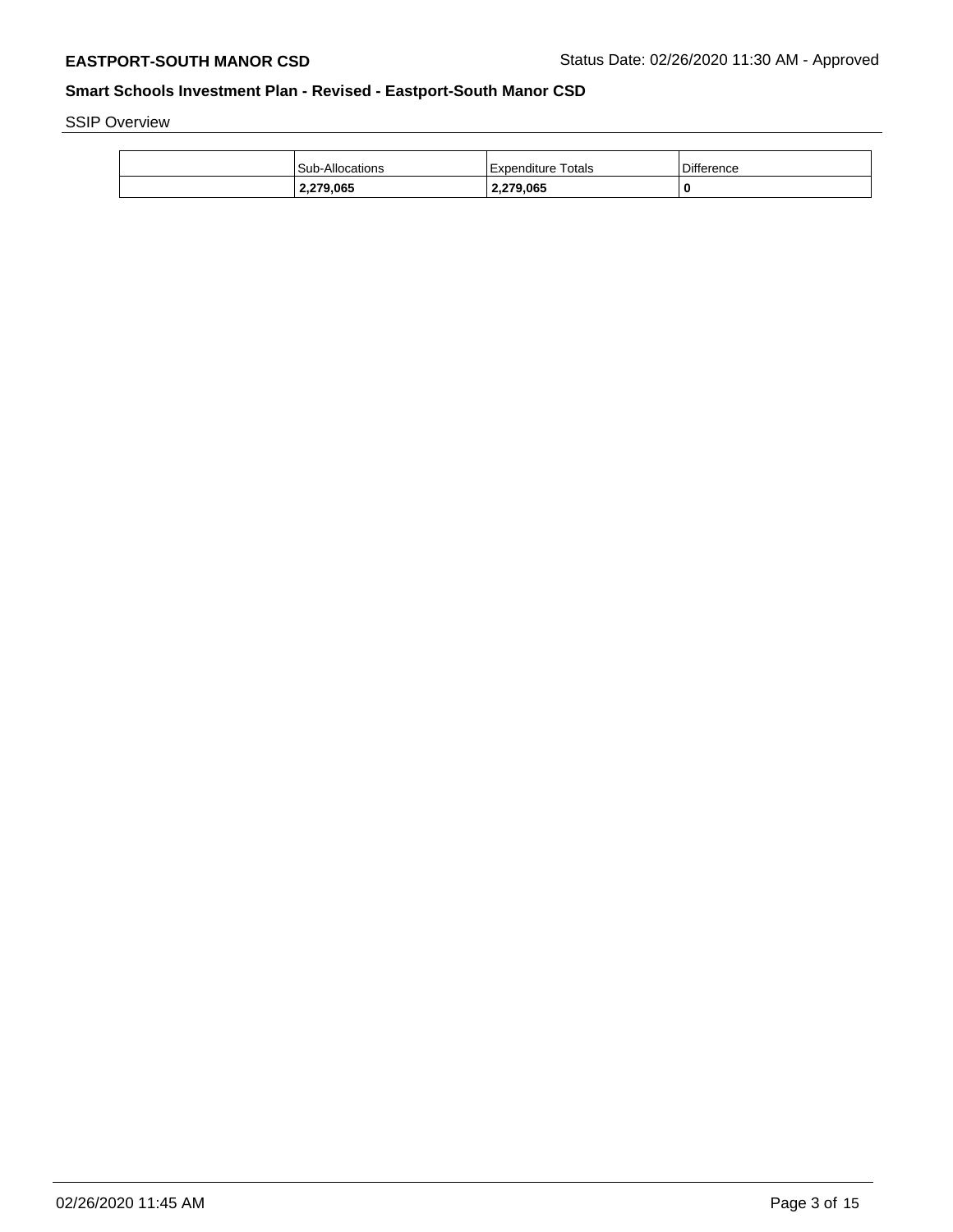SSIP Overview

|  | Sub-Allocations | Expenditure Totals | Difference |
|---|---|---|---|
|  | **2,279,065** | **2,279,065** | **0** |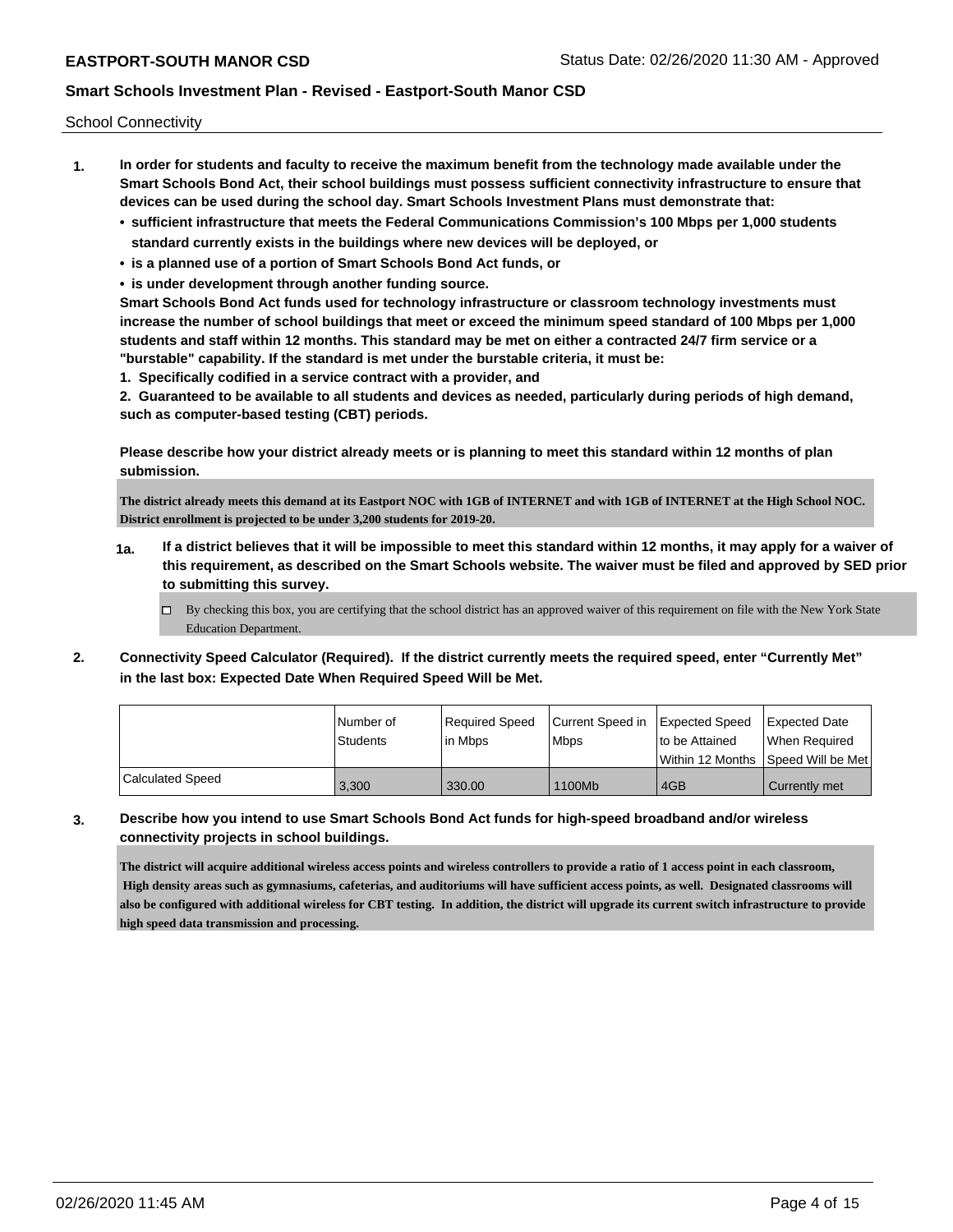School Connectivity

1. **In order for students and faculty to receive the maximum benefit from the technology made available under the Smart Schools Bond Act, their school buildings must possess sufficient connectivity infrastructure to ensure that devices can be used during the school day. Smart Schools Investment Plans must demonstrate that:**
   - **sufficient infrastructure that meets the Federal Communications Commission's 100 Mbps per 1,000 students standard currently exists in the buildings where new devices will be deployed, or**
   - **is a planned use of a portion of Smart Schools Bond Act funds, or**
   - **is under development through another funding source.**

   **Smart Schools Bond Act funds used for technology infrastructure or classroom technology investments must increase the number of school buildings that meet or exceed the minimum speed standard of 100 Mbps per 1,000 students and staff within 12 months. This standard may be met on either a contracted 24/7 firm service or a "burstable" capability. If the standard is met under the burstable criteria, it must be:**

   **1. Specifically codified in a service contract with a provider, and**

   **2. Guaranteed to be available to all students and devices as needed, particularly during periods of high demand, such as computer-based testing (CBT) periods.**

   **Please describe how your district already meets or is planning to meet this standard within 12 months of plan submission.**

   **The district already meets this demand at its Eastport NOC with 1GB of INTERNET and with 1GB of INTERNET at the High School NOC. District enrollment is projected to be under 3,200 students for 2019-20.**

   **1a. If a district believes that it will be impossible to meet this standard within 12 months, it may apply for a waiver of this requirement, as described on the Smart Schools website. The waiver must be filed and approved by SED prior to submitting this survey.**

   - [ ] By checking this box, you are certifying that the school district has an approved waiver of this requirement on file with the New York State Education Department.

2. **Connectivity Speed Calculator (Required). If the district currently meets the required speed, enter "Currently Met" in the last box: Expected Date When Required Speed Will be Met.**

| | Number of Students | Required Speed in Mbps | Current Speed in Mbps | Expected Speed to be Attained Within 12 Months | Expected Date When Required Speed Will be Met |
|---|---|---|---|---|---|
| Calculated Speed | 3,300 | 330.00 | 1100Mb | 4GB | Currently met |

3. **Describe how you intend to use Smart Schools Bond Act funds for high-speed broadband and/or wireless connectivity projects in school buildings.**

   **The district will acquire additional wireless access points and wireless controllers to provide a ratio of 1 access point in each classroom, High density areas such as gymnasiums, cafeterias, and auditoriums will have sufficient access points, as well. Designated classrooms will also be configured with additional wireless for CBT testing. In addition, the district will upgrade its current switch infrastructure to provide high speed data transmission and processing.**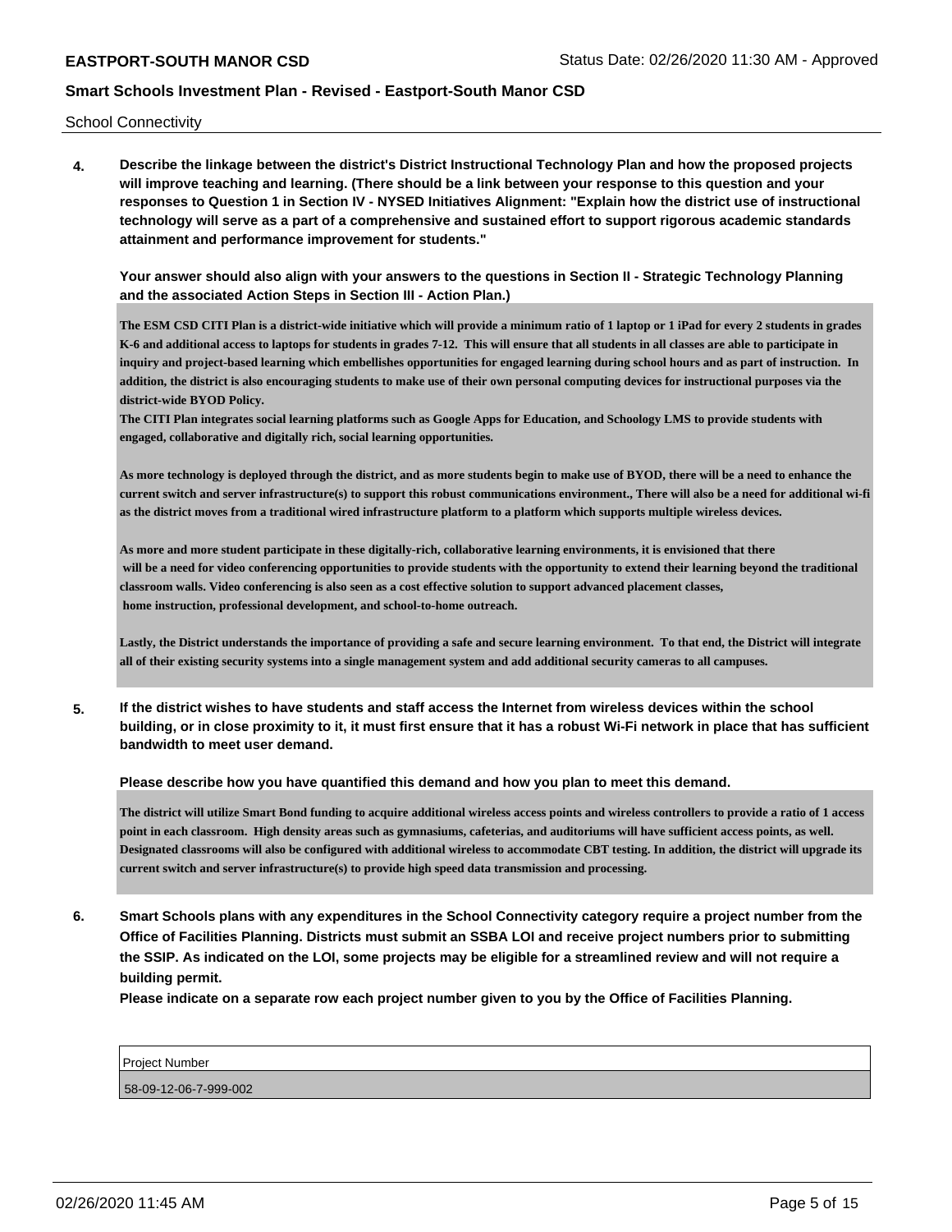School Connectivity

**4. Describe the linkage between the district's District Instructional Technology Plan and how the proposed projects will improve teaching and learning. (There should be a link between your response to this question and your responses to Question 1 in Section IV - NYSED Initiatives Alignment: "Explain how the district use of instructional technology will serve as a part of a comprehensive and sustained effort to support rigorous academic standards attainment and performance improvement for students."**

**Your answer should also align with your answers to the questions in Section II - Strategic Technology Planning and the associated Action Steps in Section III - Action Plan.)**

The ESM CSD CITI Plan is a district-wide initiative which will provide a minimum ratio of 1 laptop or 1 iPad for every 2 students in grades K-6 and additional access to laptops for students in grades 7-12. This will ensure that all students in all classes are able to participate in inquiry and project-based learning which embellishes opportunities for engaged learning during school hours and as part of instruction. In addition, the district is also encouraging students to make use of their own personal computing devices for instructional purposes via the district-wide BYOD Policy.

The CITI Plan integrates social learning platforms such as Google Apps for Education, and Schoology LMS to provide students with engaged, collaborative and digitally rich, social learning opportunities.

As more technology is deployed through the district, and as more students begin to make use of BYOD, there will be a need to enhance the current switch and server infrastructure(s) to support this robust communications environment., There will also be a need for additional wi-fi as the district moves from a traditional wired infrastructure platform to a platform which supports multiple wireless devices.

As more and more student participate in these digitally-rich, collaborative learning environments, it is envisioned that there will be a need for video conferencing opportunities to provide students with the opportunity to extend their learning beyond the traditional classroom walls. Video conferencing is also seen as a cost effective solution to support advanced placement classes, home instruction, professional development, and school-to-home outreach.

Lastly, the District understands the importance of providing a safe and secure learning environment. To that end, the District will integrate all of their existing security systems into a single management system and add additional security cameras to all campuses.

**5. If the district wishes to have students and staff access the Internet from wireless devices within the school building, or in close proximity to it, it must first ensure that it has a robust Wi-Fi network in place that has sufficient bandwidth to meet user demand.**

**Please describe how you have quantified this demand and how you plan to meet this demand.**

The district will utilize Smart Bond funding to acquire additional wireless access points and wireless controllers to provide a ratio of 1 access point in each classroom. High density areas such as gymnasiums, cafeterias, and auditoriums will have sufficient access points, as well. Designated classrooms will also be configured with additional wireless to accommodate CBT testing. In addition, the district will upgrade its current switch and server infrastructure(s) to provide high speed data transmission and processing.

**6. Smart Schools plans with any expenditures in the School Connectivity category require a project number from the Office of Facilities Planning. Districts must submit an SSBA LOI and receive project numbers prior to submitting the SSIP. As indicated on the LOI, some projects may be eligible for a streamlined review and will not require a building permit.**

**Please indicate on a separate row each project number given to you by the Office of Facilities Planning.**

| Project Number |
| --- |
| 58-09-12-06-7-999-002 |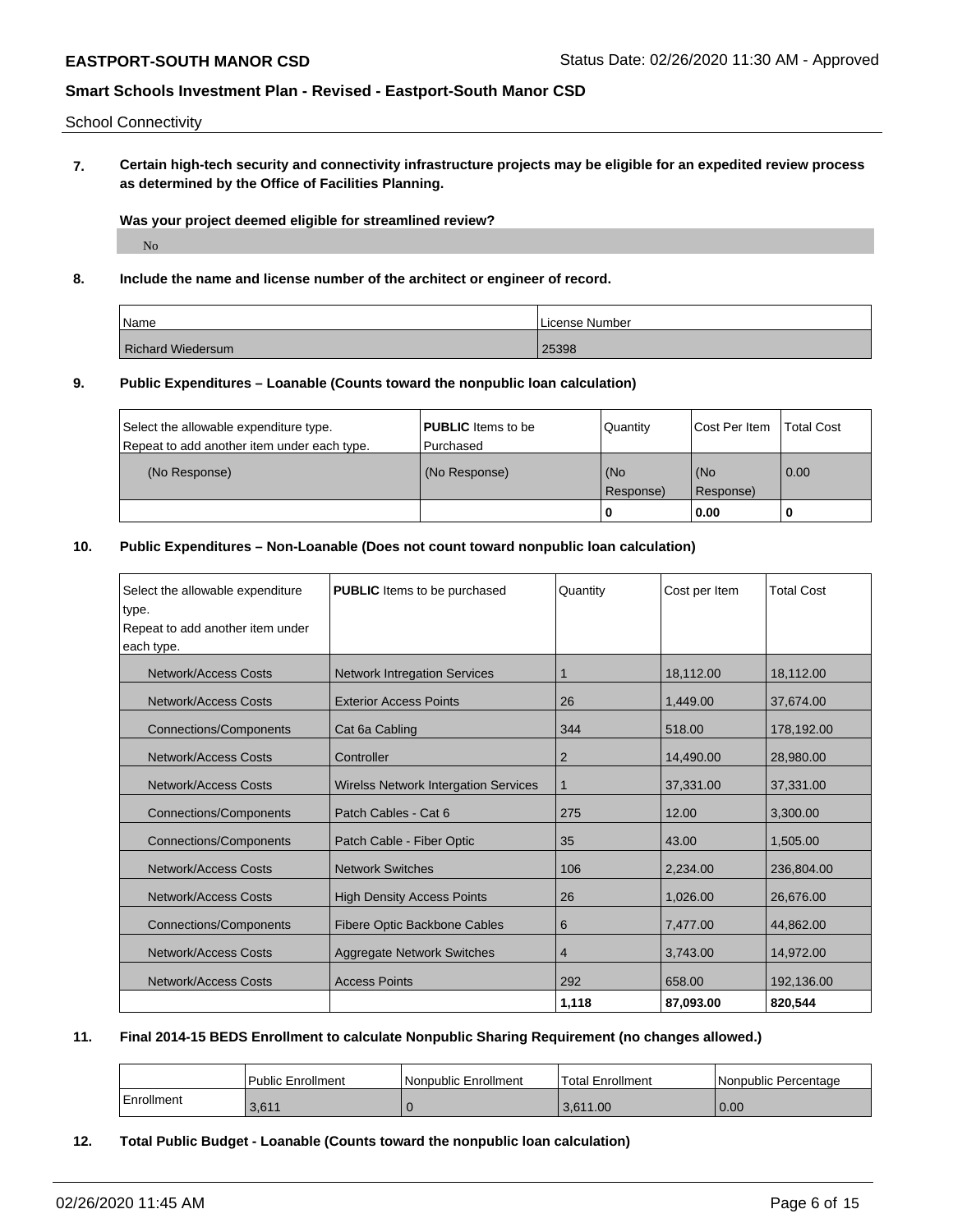School Connectivity

**7. Certain high-tech security and connectivity infrastructure projects may be eligible for an expedited review process as determined by the Office of Facilities Planning.**

**Was your project deemed eligible for streamlined review?**

No

**8. Include the name and license number of the architect or engineer of record.**

| Name | License Number |
| --- | --- |
| Richard Wiedersum | 25398 |

**9. Public Expenditures – Loanable (Counts toward the nonpublic loan calculation)**

| Select the allowable expenditure type. Repeat to add another item under each type. | **PUBLIC** Items to be Purchased | Quantity | Cost Per Item | Total Cost |
| --- | --- | --- | --- | --- |
| (No Response) | (No Response) | (No Response) | (No Response) | 0.00 |
| | | 0 | 0.00 | 0 |

**10. Public Expenditures – Non-Loanable (Does not count toward nonpublic loan calculation)**

| Select the allowable expenditure type. Repeat to add another item under each type. | **PUBLIC** Items to be purchased | Quantity | Cost per Item | Total Cost |
| --- | --- | --- | --- | --- |
| Network/Access Costs | Network Intregation Services | 1 | 18,112.00 | 18,112.00 |
| Network/Access Costs | Exterior Access Points | 26 | 1,449.00 | 37,674.00 |
| Connections/Components | Cat 6a Cabling | 344 | 518.00 | 178,192.00 |
| Network/Access Costs | Controller | 2 | 14,490.00 | 28,980.00 |
| Network/Access Costs | Wirelss Network Intergation Services | 1 | 37,331.00 | 37,331.00 |
| Connections/Components | Patch Cables - Cat 6 | 275 | 12.00 | 3,300.00 |
| Connections/Components | Patch Cable - Fiber Optic | 35 | 43.00 | 1,505.00 |
| Network/Access Costs | Network Switches | 106 | 2,234.00 | 236,804.00 |
| Network/Access Costs | High Density Access Points | 26 | 1,026.00 | 26,676.00 |
| Connections/Components | Fibere Optic Backbone Cables | 6 | 7,477.00 | 44,862.00 |
| Network/Access Costs | Aggregate Network Switches | 4 | 3,743.00 | 14,972.00 |
| Network/Access Costs | Access Points | 292 | 658.00 | 192,136.00 |
| | | **1,118** | **87,093.00** | **820,544** |

**11. Final 2014-15 BEDS Enrollment to calculate Nonpublic Sharing Requirement (no changes allowed.)**

| | Public Enrollment | Nonpublic Enrollment | Total Enrollment | Nonpublic Percentage |
| --- | --- | --- | --- | --- |
| Enrollment | 3,611 | 0 | 3,611.00 | 0.00 |

**12. Total Public Budget - Loanable (Counts toward the nonpublic loan calculation)**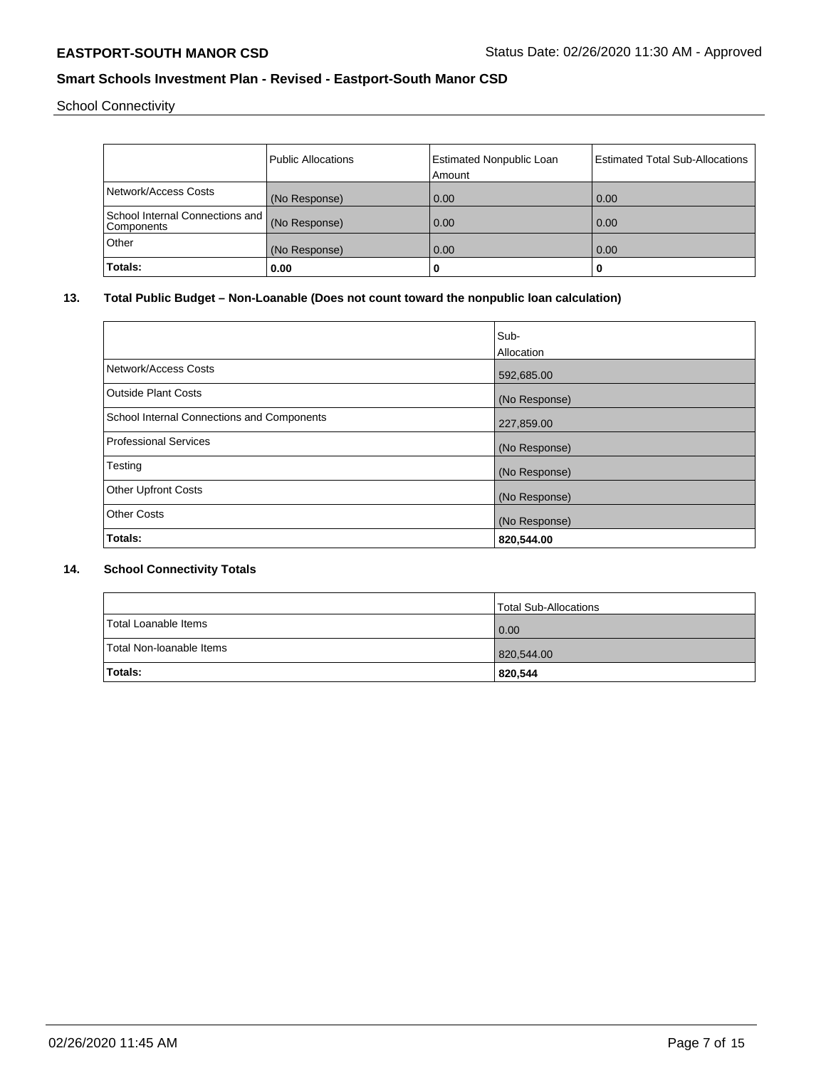School Connectivity

| | Public Allocations | Estimated Nonpublic Loan Amount | Estimated Total Sub-Allocations |
|---|---|---|---|
| Network/Access Costs | (No Response) | 0.00 | 0.00 |
| School Internal Connections and Components | (No Response) | 0.00 | 0.00 |
| Other | (No Response) | 0.00 | 0.00 |
| **Totals:** | **0.00** | **0** | **0** |

**13. Total Public Budget – Non-Loanable (Does not count toward the nonpublic loan calculation)**

| | Sub-Allocation |
|---|---|
| Network/Access Costs | 592,685.00 |
| Outside Plant Costs | (No Response) |
| School Internal Connections and Components | 227,859.00 |
| Professional Services | (No Response) |
| Testing | (No Response) |
| Other Upfront Costs | (No Response) |
| Other Costs | (No Response) |
| **Totals:** | **820,544.00** |

**14. School Connectivity Totals**

| | Total Sub-Allocations |
|---|---|
| Total Loanable Items | 0.00 |
| Total Non-loanable Items | 820,544.00 |
| **Totals:** | **820,544** |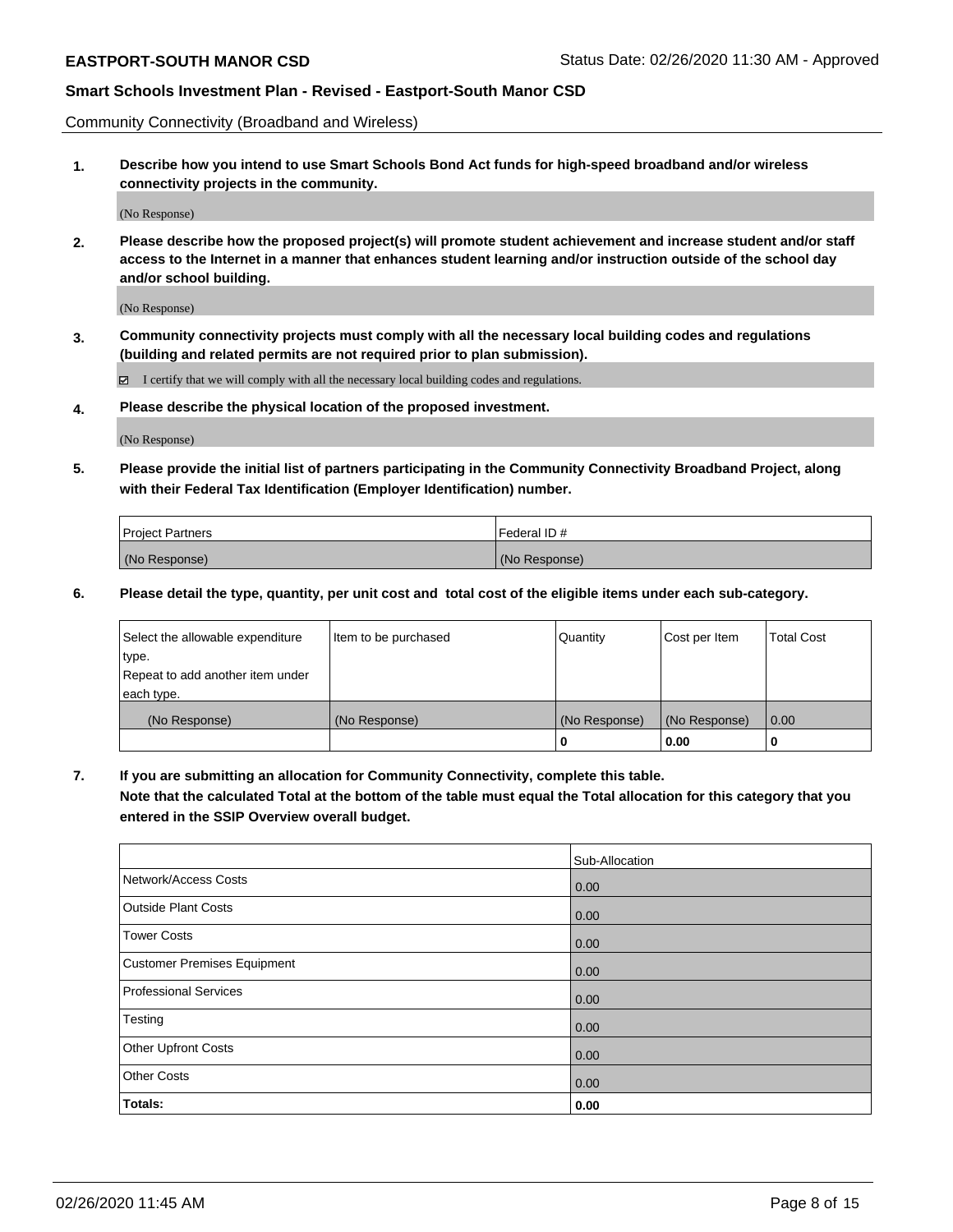Community Connectivity (Broadband and Wireless)

**1. Describe how you intend to use Smart Schools Bond Act funds for high-speed broadband and/or wireless connectivity projects in the community.**

(No Response)

**2. Please describe how the proposed project(s) will promote student achievement and increase student and/or staff access to the Internet in a manner that enhances student learning and/or instruction outside of the school day and/or school building.**

(No Response)

**3. Community connectivity projects must comply with all the necessary local building codes and regulations (building and related permits are not required prior to plan submission).**

☑ I certify that we will comply with all the necessary local building codes and regulations.

**4. Please describe the physical location of the proposed investment.**

(No Response)

**5. Please provide the initial list of partners participating in the Community Connectivity Broadband Project, along with their Federal Tax Identification (Employer Identification) number.**

| Project Partners | Federal ID # |
| --- | --- |
| (No Response) | (No Response) |

**6. Please detail the type, quantity, per unit cost and total cost of the eligible items under each sub-category.**

| Select the allowable expenditure type. Repeat to add another item under each type. | Item to be purchased | Quantity | Cost per Item | Total Cost |
| --- | --- | --- | --- | --- |
| (No Response) | (No Response) | (No Response) | (No Response) | 0.00 |
| | | 0 | 0.00 | 0 |

**7. If you are submitting an allocation for Community Connectivity, complete this table. Note that the calculated Total at the bottom of the table must equal the Total allocation for this category that you entered in the SSIP Overview overall budget.**

| | Sub-Allocation |
| --- | --- |
| Network/Access Costs | 0.00 |
| Outside Plant Costs | 0.00 |
| Tower Costs | 0.00 |
| Customer Premises Equipment | 0.00 |
| Professional Services | 0.00 |
| Testing | 0.00 |
| Other Upfront Costs | 0.00 |
| Other Costs | 0.00 |
| **Totals:** | **0.00** |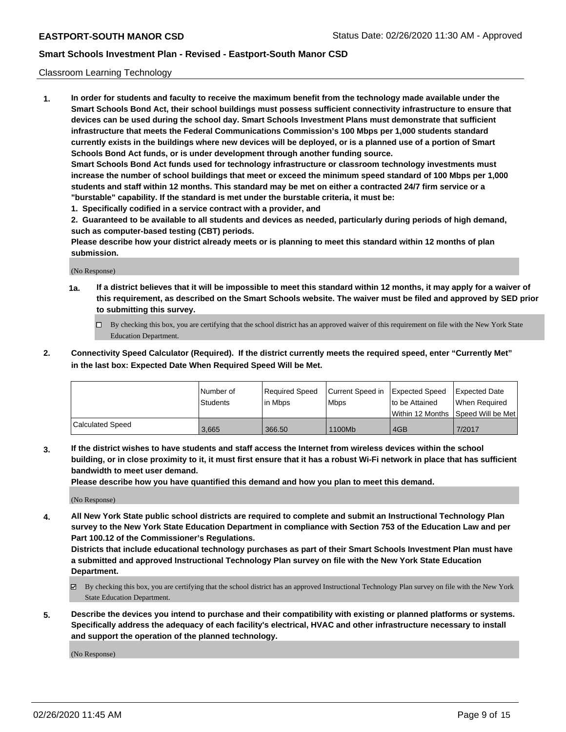Classroom Learning Technology

1. **In order for students and faculty to receive the maximum benefit from the technology made available under the Smart Schools Bond Act, their school buildings must possess sufficient connectivity infrastructure to ensure that devices can be used during the school day. Smart Schools Investment Plans must demonstrate that sufficient infrastructure that meets the Federal Communications Commission's 100 Mbps per 1,000 students standard currently exists in the buildings where new devices will be deployed, or is a planned use of a portion of Smart Schools Bond Act funds, or is under development through another funding source.**

   **Smart Schools Bond Act funds used for technology infrastructure or classroom technology investments must increase the number of school buildings that meet or exceed the minimum speed standard of 100 Mbps per 1,000 students and staff within 12 months. This standard may be met on either a contracted 24/7 firm service or a "burstable" capability. If the standard is met under the burstable criteria, it must be:**

   **1. Specifically codified in a service contract with a provider, and**

   **2. Guaranteed to be available to all students and devices as needed, particularly during periods of high demand, such as computer-based testing (CBT) periods.**

   **Please describe how your district already meets or is planning to meet this standard within 12 months of plan submission.**

   (No Response)

   **1a. If a district believes that it will be impossible to meet this standard within 12 months, it may apply for a waiver of this requirement, as described on the Smart Schools website. The waiver must be filed and approved by SED prior to submitting this survey.**

   ☐ By checking this box, you are certifying that the school district has an approved waiver of this requirement on file with the New York State Education Department.

2. **Connectivity Speed Calculator (Required). If the district currently meets the required speed, enter "Currently Met" in the last box: Expected Date When Required Speed Will be Met.**

| | Number of Students | Required Speed in Mbps | Current Speed in Mbps | Expected Speed to be Attained Within 12 Months | Expected Date When Required Speed Will be Met |
|---|---|---|---|---|---|
| Calculated Speed | 3,665 | 366.50 | 1100Mb | 4GB | 7/2017 |

3. **If the district wishes to have students and staff access the Internet from wireless devices within the school building, or in close proximity to it, it must first ensure that it has a robust Wi-Fi network in place that has sufficient bandwidth to meet user demand.**

   **Please describe how you have quantified this demand and how you plan to meet this demand.**

   (No Response)

4. **All New York State public school districts are required to complete and submit an Instructional Technology Plan survey to the New York State Education Department in compliance with Section 753 of the Education Law and per Part 100.12 of the Commissioner's Regulations.**

   **Districts that include educational technology purchases as part of their Smart Schools Investment Plan must have a submitted and approved Instructional Technology Plan survey on file with the New York State Education Department.**

   ☑ By checking this box, you are certifying that the school district has an approved Instructional Technology Plan survey on file with the New York State Education Department.

5. **Describe the devices you intend to purchase and their compatibility with existing or planned platforms or systems. Specifically address the adequacy of each facility's electrical, HVAC and other infrastructure necessary to install and support the operation of the planned technology.**

   (No Response)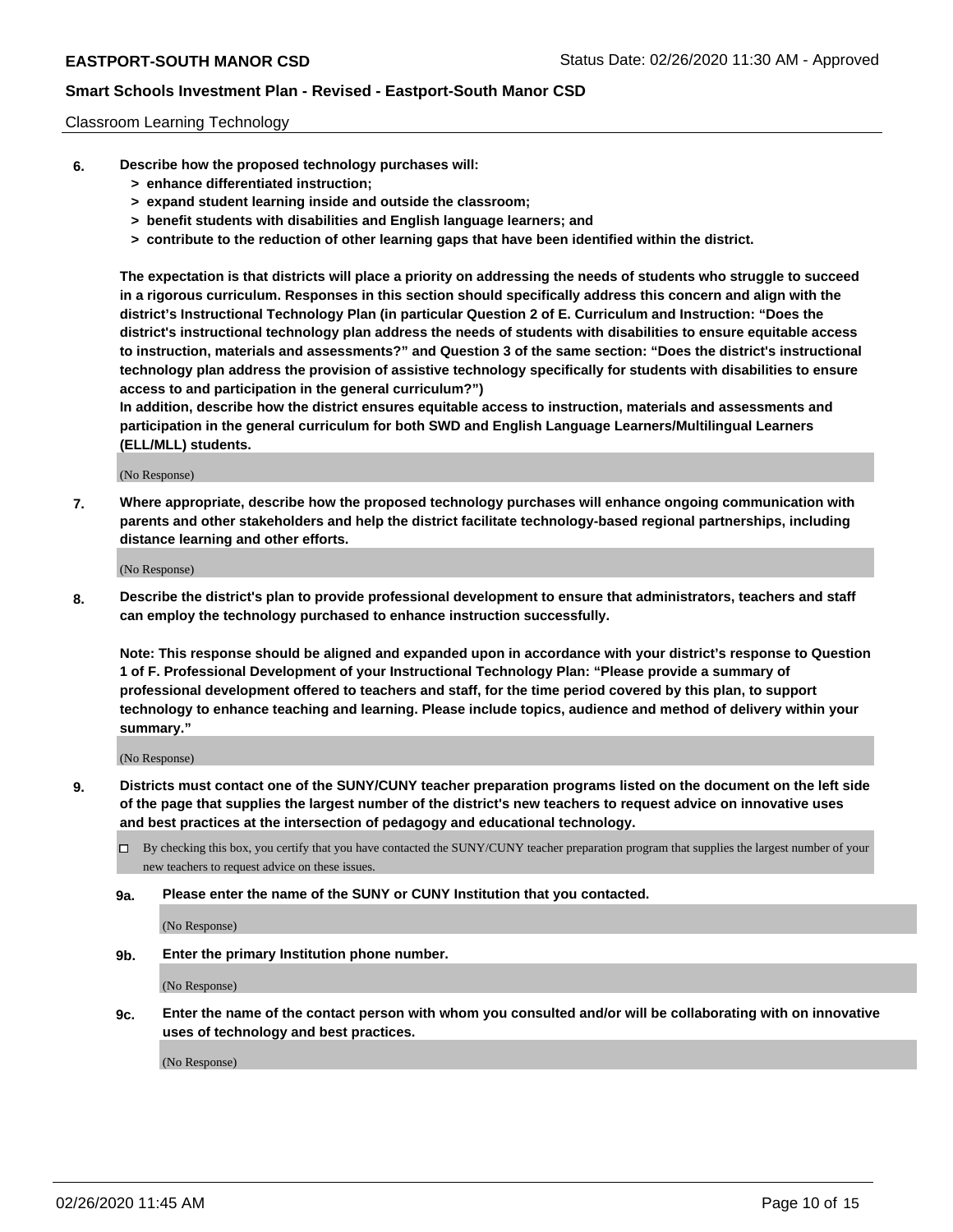Classroom Learning Technology

**6. Describe how the proposed technology purchases will:**
   - **> enhance differentiated instruction;**
   - **> expand student learning inside and outside the classroom;**
   - **> benefit students with disabilities and English language learners; and**
   - **> contribute to the reduction of other learning gaps that have been identified within the district.**

**The expectation is that districts will place a priority on addressing the needs of students who struggle to succeed in a rigorous curriculum. Responses in this section should specifically address this concern and align with the district's Instructional Technology Plan (in particular Question 2 of E. Curriculum and Instruction: "Does the district's instructional technology plan address the needs of students with disabilities to ensure equitable access to instruction, materials and assessments?" and Question 3 of the same section: "Does the district's instructional technology plan address the provision of assistive technology specifically for students with disabilities to ensure access to and participation in the general curriculum?")**

**In addition, describe how the district ensures equitable access to instruction, materials and assessments and participation in the general curriculum for both SWD and English Language Learners/Multilingual Learners (ELL/MLL) students.**

(No Response)

**7. Where appropriate, describe how the proposed technology purchases will enhance ongoing communication with parents and other stakeholders and help the district facilitate technology-based regional partnerships, including distance learning and other efforts.**

(No Response)

**8. Describe the district's plan to provide professional development to ensure that administrators, teachers and staff can employ the technology purchased to enhance instruction successfully.**

**Note: This response should be aligned and expanded upon in accordance with your district's response to Question 1 of F. Professional Development of your Instructional Technology Plan: "Please provide a summary of professional development offered to teachers and staff, for the time period covered by this plan, to support technology to enhance teaching and learning. Please include topics, audience and method of delivery within your summary."**

(No Response)

**9. Districts must contact one of the SUNY/CUNY teacher preparation programs listed on the document on the left side of the page that supplies the largest number of the district's new teachers to request advice on innovative uses and best practices at the intersection of pedagogy and educational technology.**

☐ By checking this box, you certify that you have contacted the SUNY/CUNY teacher preparation program that supplies the largest number of your new teachers to request advice on these issues.

**9a. Please enter the name of the SUNY or CUNY Institution that you contacted.**

(No Response)

**9b. Enter the primary Institution phone number.**

(No Response)

**9c. Enter the name of the contact person with whom you consulted and/or will be collaborating with on innovative uses of technology and best practices.**

(No Response)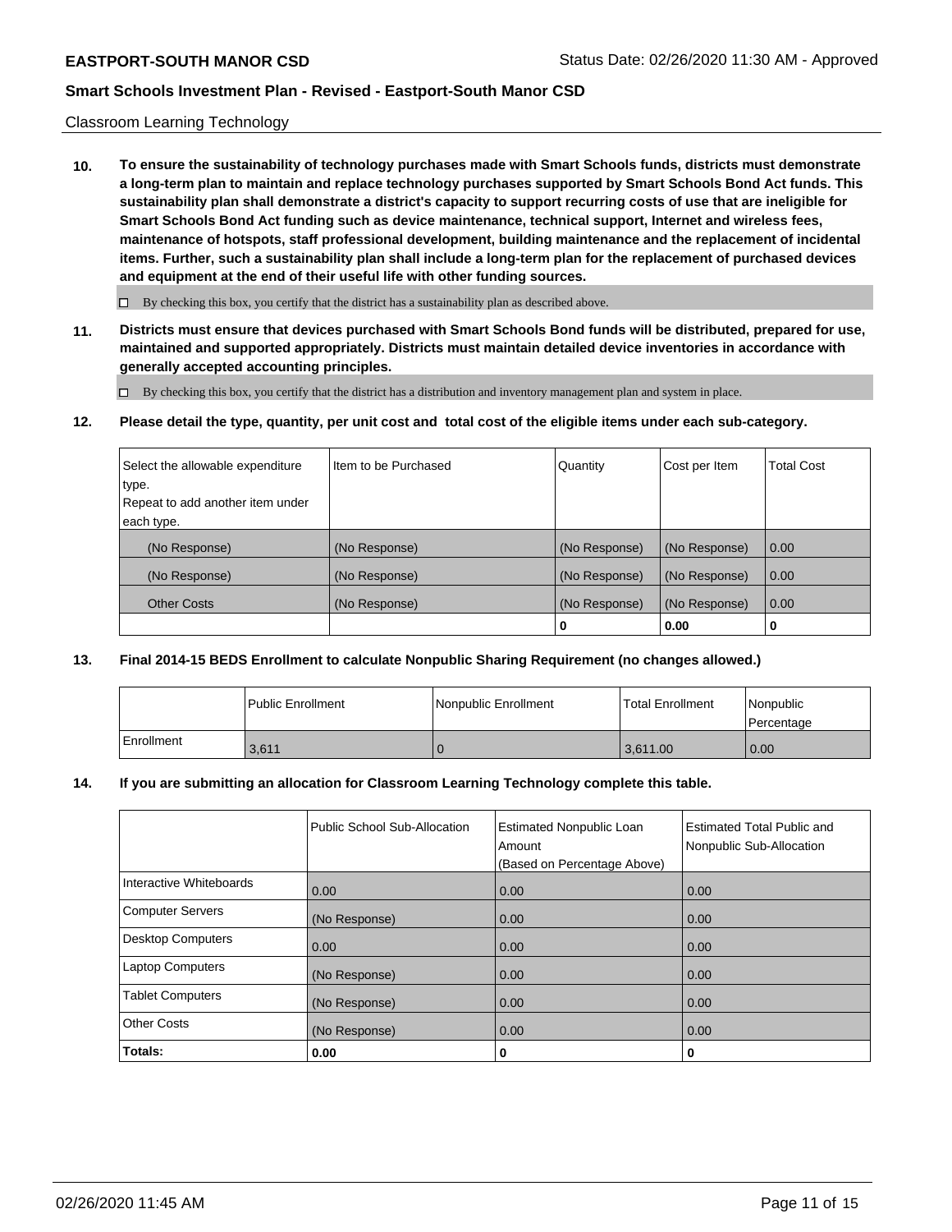Classroom Learning Technology

**10. To ensure the sustainability of technology purchases made with Smart Schools funds, districts must demonstrate a long-term plan to maintain and replace technology purchases supported by Smart Schools Bond Act funds. This sustainability plan shall demonstrate a district's capacity to support recurring costs of use that are ineligible for Smart Schools Bond Act funding such as device maintenance, technical support, Internet and wireless fees, maintenance of hotspots, staff professional development, building maintenance and the replacement of incidental items. Further, such a sustainability plan shall include a long-term plan for the replacement of purchased devices and equipment at the end of their useful life with other funding sources.**

☐ By checking this box, you certify that the district has a sustainability plan as described above.

**11. Districts must ensure that devices purchased with Smart Schools Bond funds will be distributed, prepared for use, maintained and supported appropriately. Districts must maintain detailed device inventories in accordance with generally accepted accounting principles.**

☐ By checking this box, you certify that the district has a distribution and inventory management plan and system in place.

**12. Please detail the type, quantity, per unit cost and total cost of the eligible items under each sub-category.**

| Select the allowable expenditure type. Repeat to add another item under each type. | Item to be Purchased | Quantity | Cost per Item | Total Cost |
|---|---|---|---|---|
| (No Response) | (No Response) | (No Response) | (No Response) | 0.00 |
| (No Response) | (No Response) | (No Response) | (No Response) | 0.00 |
| Other Costs | (No Response) | (No Response) | (No Response) | 0.00 |
| | | **0** | **0.00** | **0** |

**13. Final 2014-15 BEDS Enrollment to calculate Nonpublic Sharing Requirement (no changes allowed.)**

| | Public Enrollment | Nonpublic Enrollment | Total Enrollment | Nonpublic Percentage |
|---|---|---|---|---|
| Enrollment | 3,611 | 0 | 3,611.00 | 0.00 |

**14. If you are submitting an allocation for Classroom Learning Technology complete this table.**

| | Public School Sub-Allocation | Estimated Nonpublic Loan Amount (Based on Percentage Above) | Estimated Total Public and Nonpublic Sub-Allocation |
|---|---|---|---|
| Interactive Whiteboards | 0.00 | 0.00 | 0.00 |
| Computer Servers | (No Response) | 0.00 | 0.00 |
| Desktop Computers | 0.00 | 0.00 | 0.00 |
| Laptop Computers | (No Response) | 0.00 | 0.00 |
| Tablet Computers | (No Response) | 0.00 | 0.00 |
| Other Costs | (No Response) | 0.00 | 0.00 |
| **Totals:** | **0.00** | **0** | **0** |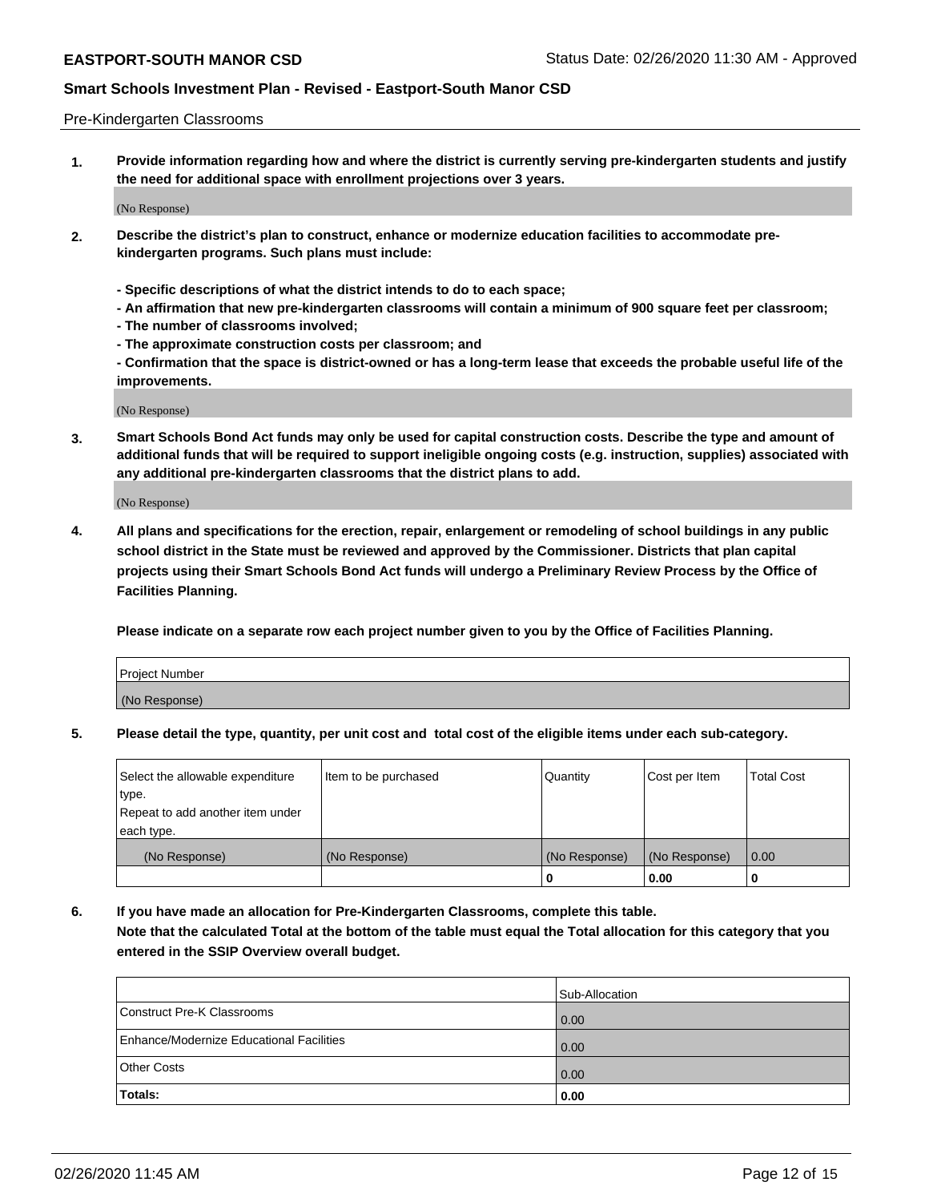Pre-Kindergarten Classrooms

**1. Provide information regarding how and where the district is currently serving pre-kindergarten students and justify the need for additional space with enrollment projections over 3 years.**

(No Response)

**2. Describe the district's plan to construct, enhance or modernize education facilities to accommodate pre-kindergarten programs. Such plans must include:**

**- Specific descriptions of what the district intends to do to each space;**
**- An affirmation that new pre-kindergarten classrooms will contain a minimum of 900 square feet per classroom;**
**- The number of classrooms involved;**
**- The approximate construction costs per classroom; and**
**- Confirmation that the space is district-owned or has a long-term lease that exceeds the probable useful life of the improvements.**

(No Response)

**3. Smart Schools Bond Act funds may only be used for capital construction costs. Describe the type and amount of additional funds that will be required to support ineligible ongoing costs (e.g. instruction, supplies) associated with any additional pre-kindergarten classrooms that the district plans to add.**

(No Response)

**4. All plans and specifications for the erection, repair, enlargement or remodeling of school buildings in any public school district in the State must be reviewed and approved by the Commissioner. Districts that plan capital projects using their Smart Schools Bond Act funds will undergo a Preliminary Review Process by the Office of Facilities Planning.**

**Please indicate on a separate row each project number given to you by the Office of Facilities Planning.**

| Project Number |
|---|
| (No Response) |

**5. Please detail the type, quantity, per unit cost and total cost of the eligible items under each sub-category.**

| Select the allowable expenditure type. Repeat to add another item under each type. | Item to be purchased | Quantity | Cost per Item | Total Cost |
|---|---|---|---|---|
| (No Response) | (No Response) | (No Response) | (No Response) | 0.00 |
| | | 0 | 0.00 | 0 |

**6. If you have made an allocation for Pre-Kindergarten Classrooms, complete this table. Note that the calculated Total at the bottom of the table must equal the Total allocation for this category that you entered in the SSIP Overview overall budget.**

| | Sub-Allocation |
|---|---|
| Construct Pre-K Classrooms | 0.00 |
| Enhance/Modernize Educational Facilities | 0.00 |
| Other Costs | 0.00 |
| **Totals:** | **0.00** |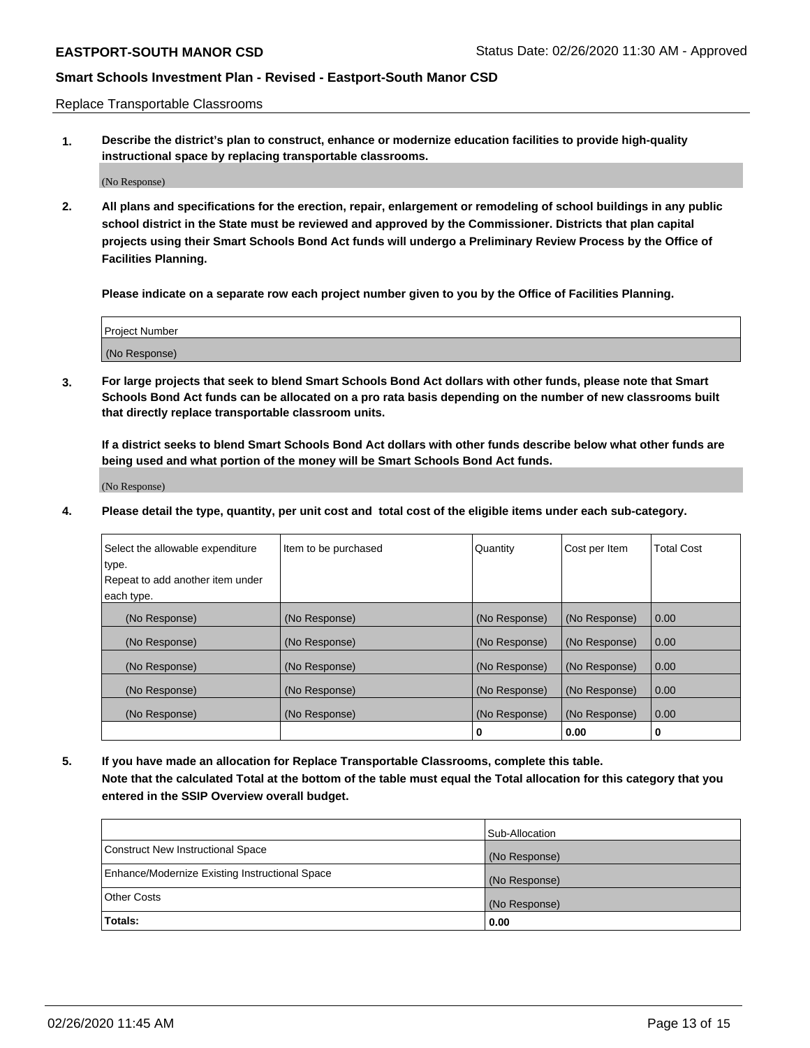Replace Transportable Classrooms

**1. Describe the district's plan to construct, enhance or modernize education facilities to provide high-quality instructional space by replacing transportable classrooms.**

(No Response)

**2. All plans and specifications for the erection, repair, enlargement or remodeling of school buildings in any public school district in the State must be reviewed and approved by the Commissioner. Districts that plan capital projects using their Smart Schools Bond Act funds will undergo a Preliminary Review Process by the Office of Facilities Planning.**

**Please indicate on a separate row each project number given to you by the Office of Facilities Planning.**

| Project Number |
| --- |
| (No Response) |

**3. For large projects that seek to blend Smart Schools Bond Act dollars with other funds, please note that Smart Schools Bond Act funds can be allocated on a pro rata basis depending on the number of new classrooms built that directly replace transportable classroom units.**

**If a district seeks to blend Smart Schools Bond Act dollars with other funds describe below what other funds are being used and what portion of the money will be Smart Schools Bond Act funds.**

(No Response)

**4. Please detail the type, quantity, per unit cost and total cost of the eligible items under each sub-category.**

| Select the allowable expenditure type. Repeat to add another item under each type. | Item to be purchased | Quantity | Cost per Item | Total Cost |
| --- | --- | --- | --- | --- |
| (No Response) | (No Response) | (No Response) | (No Response) | 0.00 |
| (No Response) | (No Response) | (No Response) | (No Response) | 0.00 |
| (No Response) | (No Response) | (No Response) | (No Response) | 0.00 |
| (No Response) | (No Response) | (No Response) | (No Response) | 0.00 |
| (No Response) | (No Response) | (No Response) | (No Response) | 0.00 |
| | | **0** | **0.00** | **0** |

**5. If you have made an allocation for Replace Transportable Classrooms, complete this table. Note that the calculated Total at the bottom of the table must equal the Total allocation for this category that you entered in the SSIP Overview overall budget.**

| | Sub-Allocation |
| --- | --- |
| Construct New Instructional Space | (No Response) |
| Enhance/Modernize Existing Instructional Space | (No Response) |
| Other Costs | (No Response) |
| **Totals:** | **0.00** |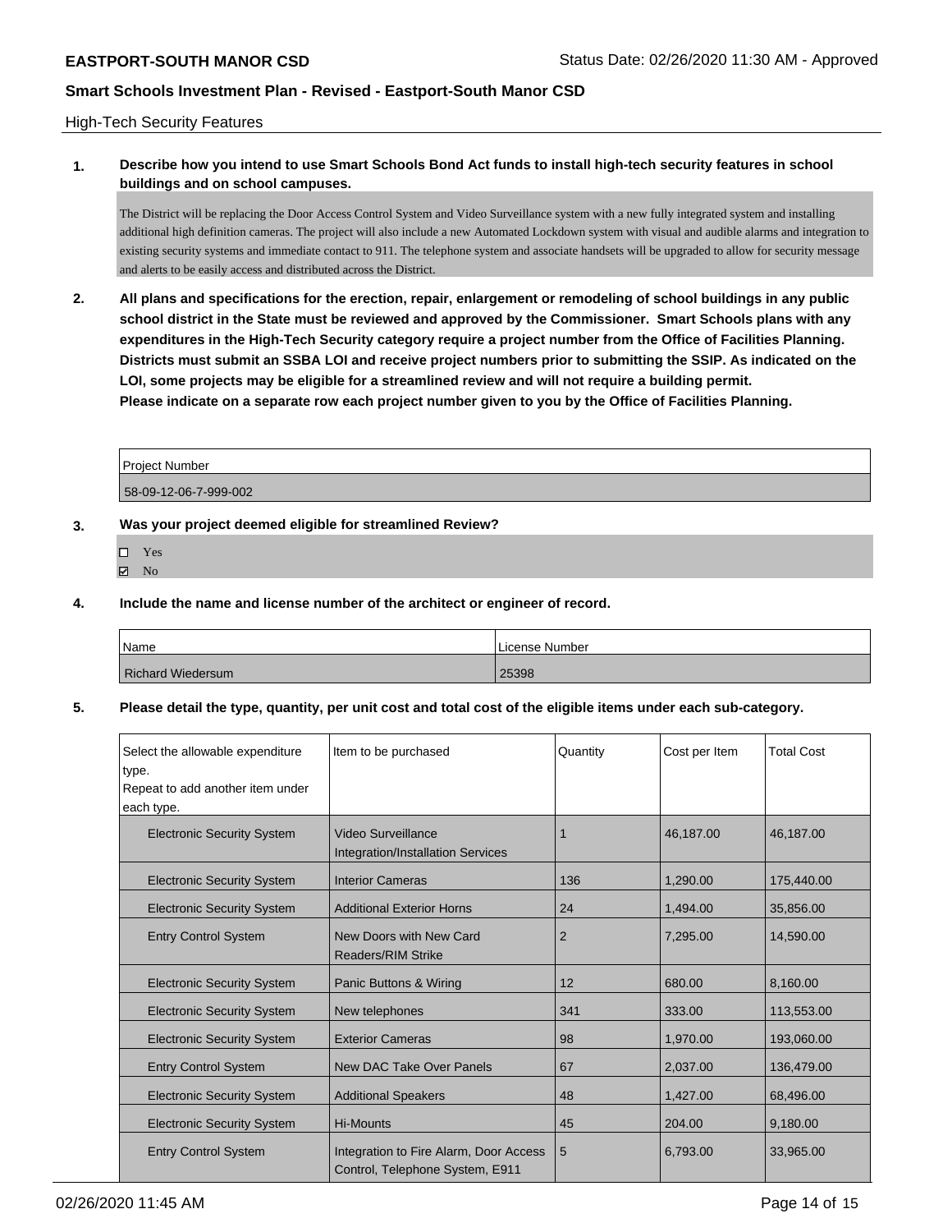**EASTPORT-SOUTH MANOR CSD** Status Date: 02/26/2020 11:30 AM - Approved

## Smart Schools Investment Plan - Revised - Eastport-South Manor CSD

High-Tech Security Features

**1. Describe how you intend to use Smart Schools Bond Act funds to install high-tech security features in school buildings and on school campuses.**

The District will be replacing the Door Access Control System and Video Surveillance system with a new fully integrated system and installing additional high definition cameras. The project will also include a new Automated Lockdown system with visual and audible alarms and integration to existing security systems and immediate contact to 911. The telephone system and associate handsets will be upgraded to allow for security message and alerts to be easily access and distributed across the District.

**2. All plans and specifications for the erection, repair, enlargement or remodeling of school buildings in any public school district in the State must be reviewed and approved by the Commissioner. Smart Schools plans with any expenditures in the High-Tech Security category require a project number from the Office of Facilities Planning. Districts must submit an SSBA LOI and receive project numbers prior to submitting the SSIP. As indicated on the LOI, some projects may be eligible for a streamlined review and will not require a building permit. Please indicate on a separate row each project number given to you by the Office of Facilities Planning.**

| Project Number |
|---|
| 58-09-12-06-7-999-002 |

**3. Was your project deemed eligible for streamlined Review?**

- ☐ Yes
- ☑ No

**4. Include the name and license number of the architect or engineer of record.**

| Name | License Number |
|---|---|
| Richard Wiedersum | 25398 |

**5. Please detail the type, quantity, per unit cost and total cost of the eligible items under each sub-category.**

| Select the allowable expenditure type. Repeat to add another item under each type. | Item to be purchased | Quantity | Cost per Item | Total Cost |
|---|---|---|---|---|
| Electronic Security System | Video Surveillance Integration/Installation Services | 1 | 46,187.00 | 46,187.00 |
| Electronic Security System | Interior Cameras | 136 | 1,290.00 | 175,440.00 |
| Electronic Security System | Additional Exterior Horns | 24 | 1,494.00 | 35,856.00 |
| Entry Control System | New Doors with New Card Readers/RIM Strike | 2 | 7,295.00 | 14,590.00 |
| Electronic Security System | Panic Buttons & Wiring | 12 | 680.00 | 8,160.00 |
| Electronic Security System | New telephones | 341 | 333.00 | 113,553.00 |
| Electronic Security System | Exterior Cameras | 98 | 1,970.00 | 193,060.00 |
| Entry Control System | New DAC Take Over Panels | 67 | 2,037.00 | 136,479.00 |
| Electronic Security System | Additional Speakers | 48 | 1,427.00 | 68,496.00 |
| Electronic Security System | Hi-Mounts | 45 | 204.00 | 9,180.00 |
| Entry Control System | Integration to Fire Alarm, Door Access Control, Telephone System, E911 | 5 | 6,793.00 | 33,965.00 |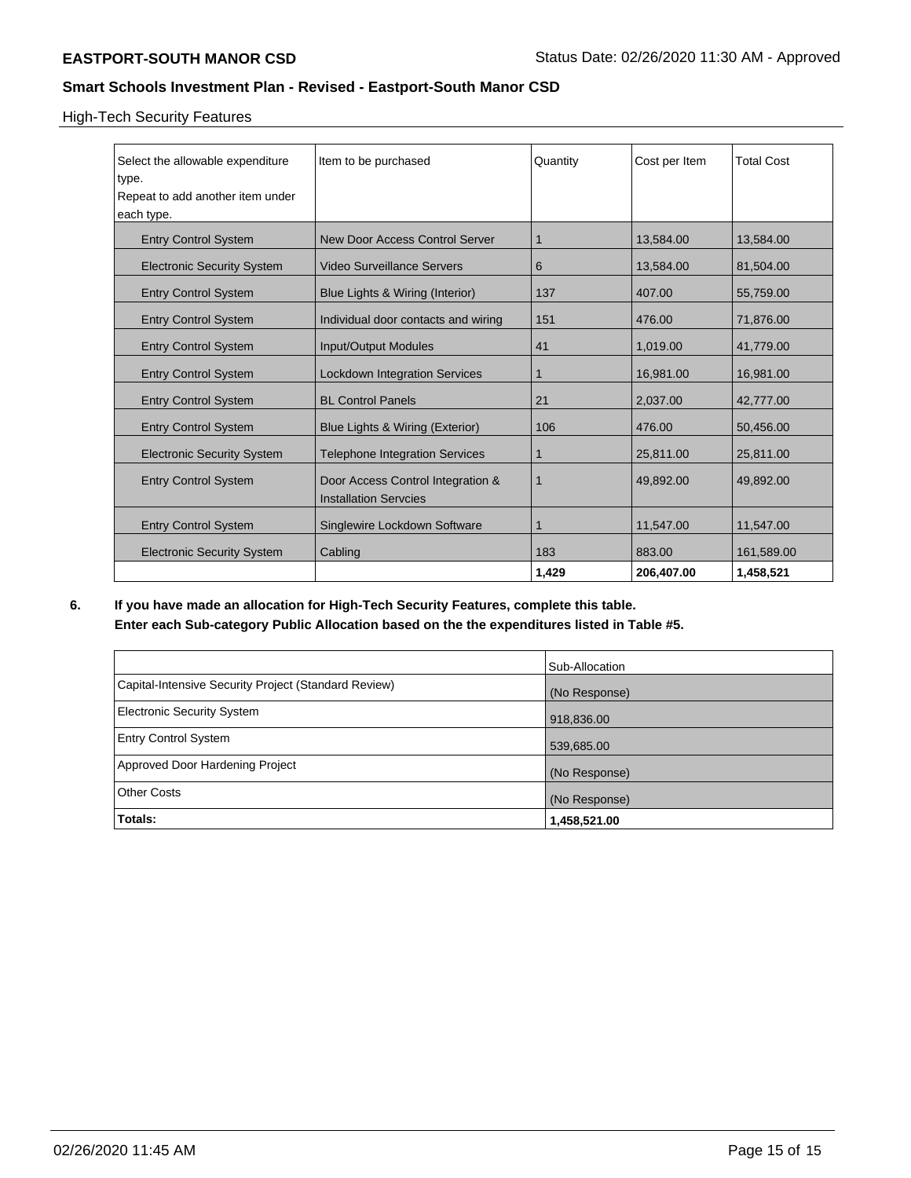High-Tech Security Features

| Select the allowable expenditure type. Repeat to add another item under each type. | Item to be purchased | Quantity | Cost per Item | Total Cost |
|---|---|---|---|---|
| Entry Control System | New Door Access Control Server | 1 | 13,584.00 | 13,584.00 |
| Electronic Security System | Video Surveillance Servers | 6 | 13,584.00 | 81,504.00 |
| Entry Control System | Blue Lights & Wiring (Interior) | 137 | 407.00 | 55,759.00 |
| Entry Control System | Individual door contacts and wiring | 151 | 476.00 | 71,876.00 |
| Entry Control System | Input/Output Modules | 41 | 1,019.00 | 41,779.00 |
| Entry Control System | Lockdown Integration Services | 1 | 16,981.00 | 16,981.00 |
| Entry Control System | BL Control Panels | 21 | 2,037.00 | 42,777.00 |
| Entry Control System | Blue Lights & Wiring (Exterior) | 106 | 476.00 | 50,456.00 |
| Electronic Security System | Telephone Integration Services | 1 | 25,811.00 | 25,811.00 |
| Entry Control System | Door Access Control Integration & Installation Servcies | 1 | 49,892.00 | 49,892.00 |
| Entry Control System | Singlewire Lockdown Software | 1 | 11,547.00 | 11,547.00 |
| Electronic Security System | Cabling | 183 | 883.00 | 161,589.00 |
| | | **1,429** | **206,407.00** | **1,458,521** |

**6. If you have made an allocation for High-Tech Security Features, complete this table.**
**Enter each Sub-category Public Allocation based on the the expenditures listed in Table #5.**

| | Sub-Allocation |
|---|---|
| Capital-Intensive Security Project (Standard Review) | (No Response) |
| Electronic Security System | 918,836.00 |
| Entry Control System | 539,685.00 |
| Approved Door Hardening Project | (No Response) |
| Other Costs | (No Response) |
| **Totals:** | **1,458,521.00** |